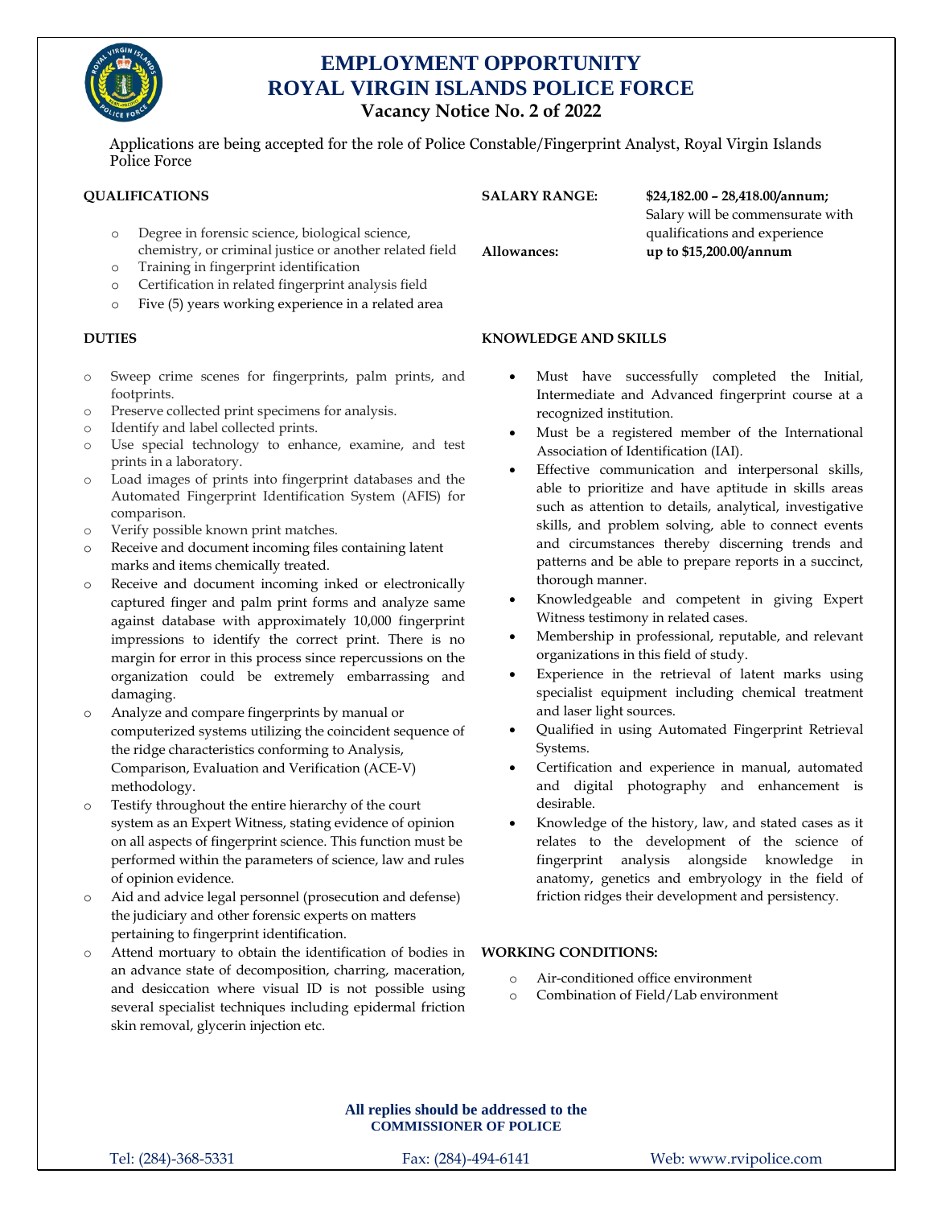# EMPLOYMENT OPPORTUNITY
# ROYAL VIRGIN ISLANDS POLICE FORCE
## Vacancy Notice No. 2 of 2022

Applications are being accepted for the role of Police Constable/Fingerprint Analyst, Royal Virgin Islands Police Force

**QUALIFICATIONS**

- Degree in forensic science, biological science, chemistry, or criminal justice or another related field
- Training in fingerprint identification
- Certification in related fingerprint analysis field
- Five (5) years working experience in a related area

**SALARY RANGE:** **$24,182.00 – 28,418.00/annum;** Salary will be commensurate with qualifications and experience

**Allowances:** **up to $15,200.00/annum**

**DUTIES**

- Sweep crime scenes for fingerprints, palm prints, and footprints.
- Preserve collected print specimens for analysis.
- Identify and label collected prints.
- Use special technology to enhance, examine, and test prints in a laboratory.
- Load images of prints into fingerprint databases and the Automated Fingerprint Identification System (AFIS) for comparison.
- Verify possible known print matches.
- Receive and document incoming files containing latent marks and items chemically treated.
- Receive and document incoming inked or electronically captured finger and palm print forms and analyze same against database with approximately 10,000 fingerprint impressions to identify the correct print. There is no margin for error in this process since repercussions on the organization could be extremely embarrassing and damaging.
- Analyze and compare fingerprints by manual or computerized systems utilizing the coincident sequence of the ridge characteristics conforming to Analysis, Comparison, Evaluation and Verification (ACE-V) methodology.
- Testify throughout the entire hierarchy of the court system as an Expert Witness, stating evidence of opinion on all aspects of fingerprint science. This function must be performed within the parameters of science, law and rules of opinion evidence.
- Aid and advice legal personnel (prosecution and defense) the judiciary and other forensic experts on matters pertaining to fingerprint identification.
- Attend mortuary to obtain the identification of bodies in an advance state of decomposition, charring, maceration, and desiccation where visual ID is not possible using several specialist techniques including epidermal friction skin removal, glycerin injection etc.

**KNOWLEDGE AND SKILLS**

- Must have successfully completed the Initial, Intermediate and Advanced fingerprint course at a recognized institution.
- Must be a registered member of the International Association of Identification (IAI).
- Effective communication and interpersonal skills, able to prioritize and have aptitude in skills areas such as attention to details, analytical, investigative skills, and problem solving, able to connect events and circumstances thereby discerning trends and patterns and be able to prepare reports in a succinct, thorough manner.
- Knowledgeable and competent in giving Expert Witness testimony in related cases.
- Membership in professional, reputable, and relevant organizations in this field of study.
- Experience in the retrieval of latent marks using specialist equipment including chemical treatment and laser light sources.
- Qualified in using Automated Fingerprint Retrieval Systems.
- Certification and experience in manual, automated and digital photography and enhancement is desirable.
- Knowledge of the history, law, and stated cases as it relates to the development of the science of fingerprint analysis alongside knowledge in anatomy, genetics and embryology in the field of friction ridges their development and persistency.

**WORKING CONDITIONS:**

- Air-conditioned office environment
- Combination of Field/Lab environment

**All replies should be addressed to the**
**COMMISSIONER OF POLICE**

Tel: (284)-368-5331 Fax: (284)-494-6141 Web: www.rvipolice.com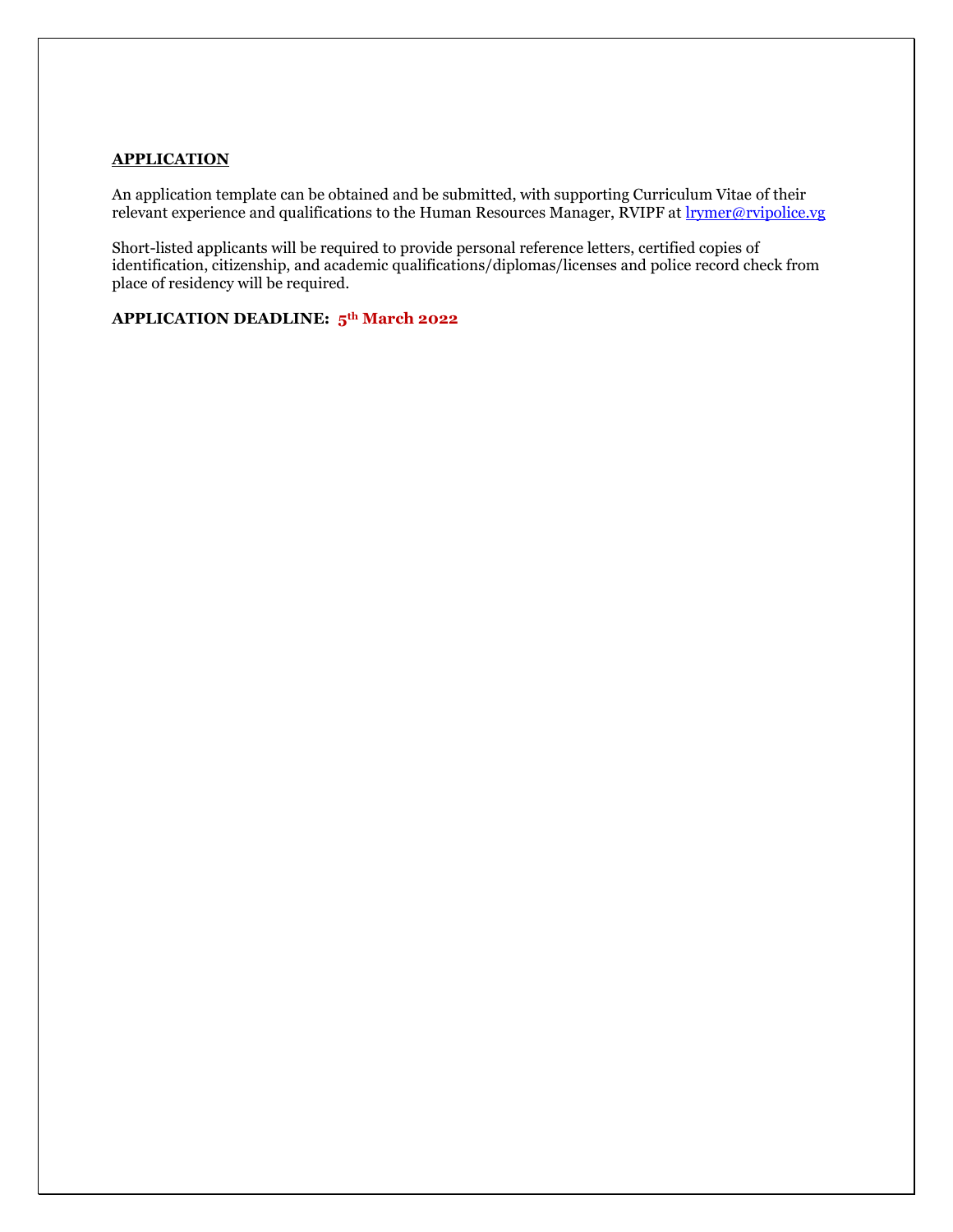**APPLICATION**

An application template can be obtained and be submitted, with supporting Curriculum Vitae of their relevant experience and qualifications to the Human Resources Manager, RVIPF at lrymer@rvipolice.vg

Short-listed applicants will be required to provide personal reference letters, certified copies of identification, citizenship, and academic qualifications/diplomas/licenses and police record check from place of residency will be required.

**APPLICATION DEADLINE: 5th March 2022**